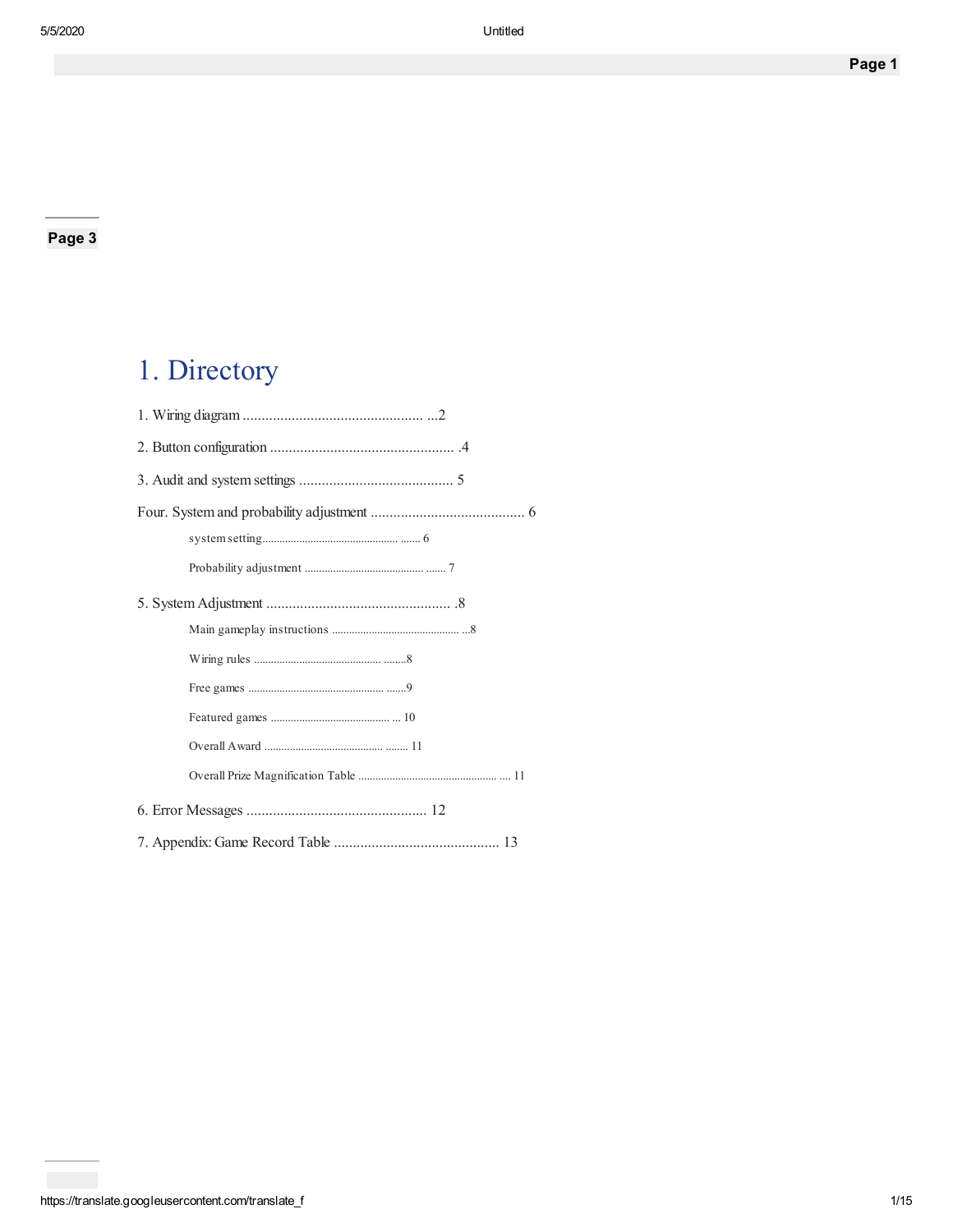# 1. Directory

1. Wiring diagram ................................................ ...2
2. Button configuration ................................................. .4
3. Audit and system settings ......................................... 5

Four. System and probability adjustment ......................................... 6

- system setting................................................ ....... 6
- Probability adjustment .......................................... ....... 7

5. System Adjustment ................................................. .8

- Main gameplay instructions ............................................. ...8
- Wiring rules ............................................. ........8
- Free games ................................................ .......9
- Featured games .......................................... ... 10
- Overall Award .......................................... ........ 11
- Overall Prize Magnification Table ................................................. .... 11

6. Error Messages ................................................ 12

7. Appendix: Game Record Table ............................................ 13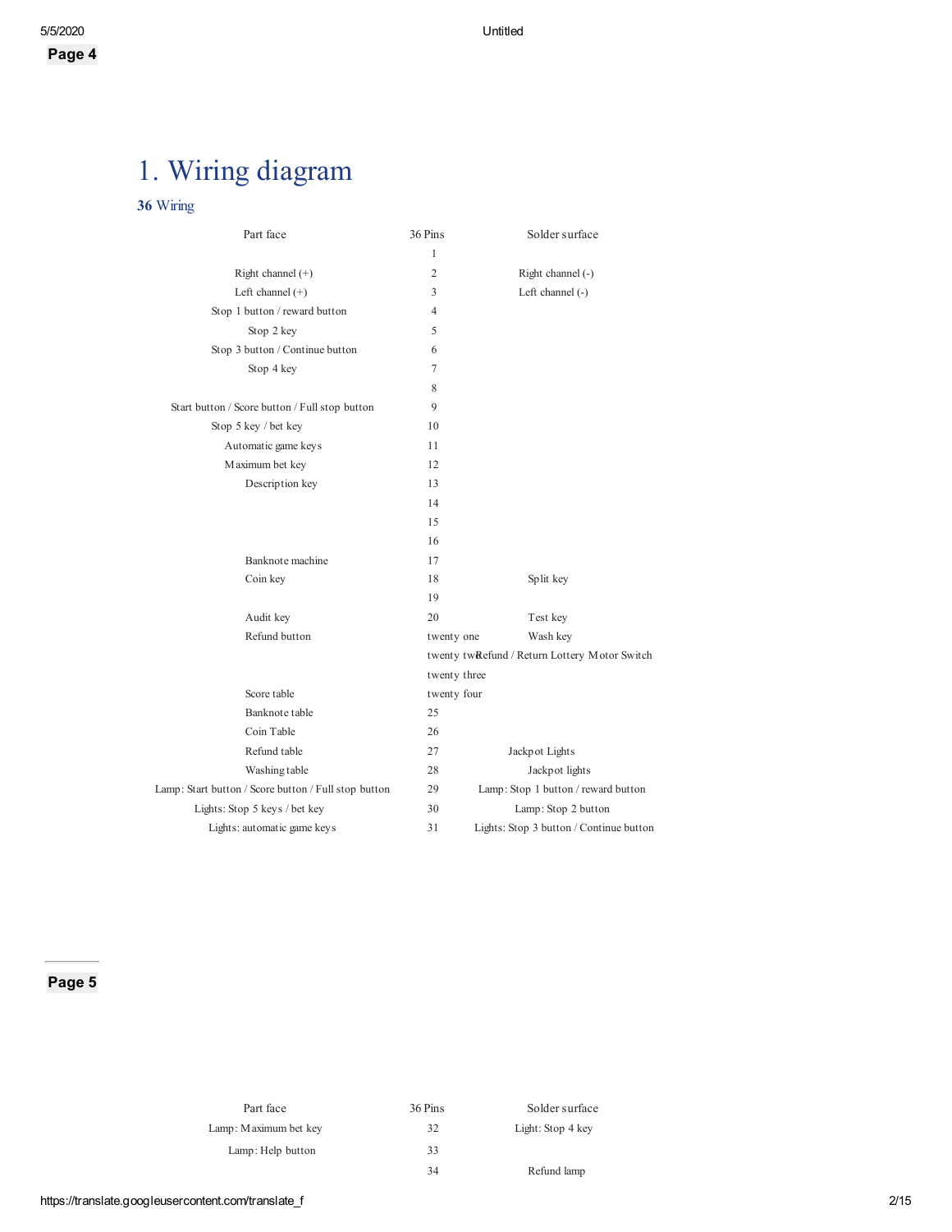# 1. Wiring diagram

### 36 Wiring

| Part face | 36 Pins | Solder surface |
|---|---|---|
| | 1 | |
| Right channel (+) | 2 | Right channel (-) |
| Left channel (+) | 3 | Left channel (-) |
| Stop 1 button / reward button | 4 | |
| Stop 2 key | 5 | |
| Stop 3 button / Continue button | 6 | |
| Stop 4 key | 7 | |
| | 8 | |
| Start button / Score button / Full stop button | 9 | |
| Stop 5 key / bet key | 10 | |
| Automatic game keys | 11 | |
| Maximum bet key | 12 | |
| Description key | 13 | |
| | 14 | |
| | 15 | |
| | 16 | |
| Banknote machine | 17 | |
| Coin key | 18 | Split key |
| | 19 | |
| Audit key | 20 | Test key |
| Refund button | twenty one | Wash key |
| | twenty two | Refund / Return Lottery Motor Switch |
| | twenty three | |
| Score table | twenty four | |
| Banknote table | 25 | |
| Coin Table | 26 | |
| Refund table | 27 | Jackpot Lights |
| Washing table | 28 | Jackpot lights |
| Lamp: Start button / Score button / Full stop button | 29 | Lamp: Stop 1 button / reward button |
| Lights: Stop 5 keys / bet key | 30 | Lamp: Stop 2 button |
| Lights: automatic game keys | 31 | Lights: Stop 3 button / Continue button |

| Part face | 36 Pins | Solder surface |
|---|---|---|
| Lamp: Maximum bet key | 32 | Light: Stop 4 key |
| Lamp: Help button | 33 | |
| | 34 | Refund lamp |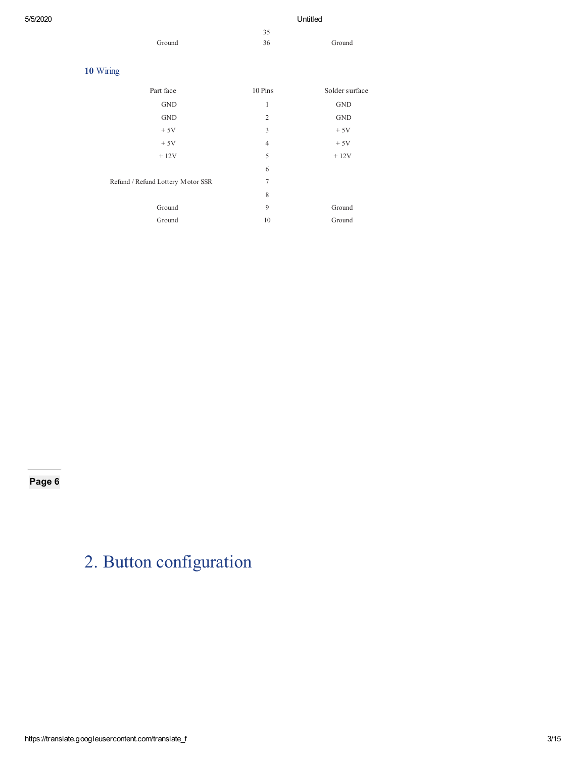| | 35 | |
|---|---|---|
| Ground | 36 | Ground |

## 10 Wiring

| Part face | 10 Pins | Solder surface |
|---|---|---|
| GND | 1 | GND |
| GND | 2 | GND |
| + 5V | 3 | + 5V |
| + 5V | 4 | + 5V |
| + 12V | 5 | + 12V |
| | 6 | |
| Refund / Refund Lottery Motor SSR | 7 | |
| | 8 | |
| Ground | 9 | Ground |
| Ground | 10 | Ground |

**Page 6**

# 2. Button configuration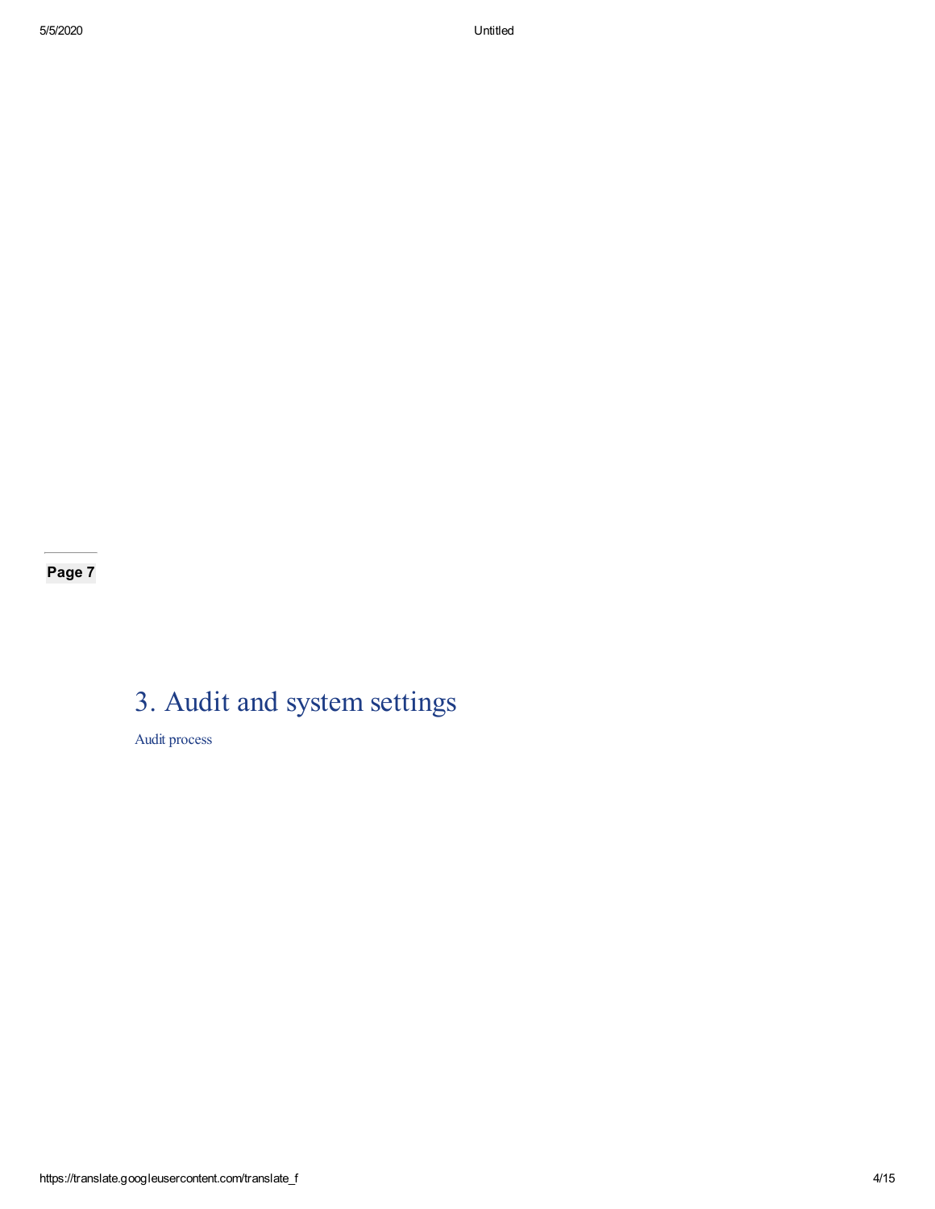**Page 7**

# 3. Audit and system settings

Audit process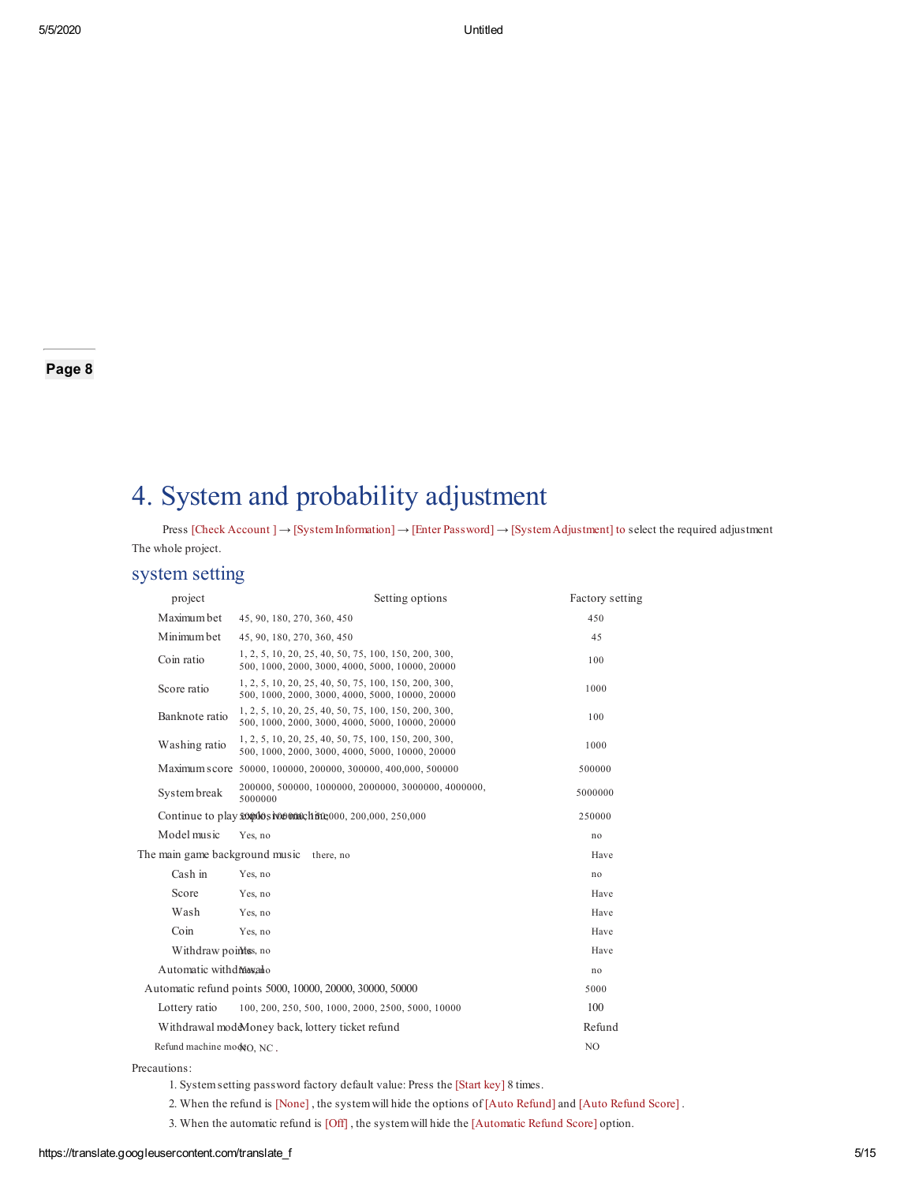Page 8

# 4. System and probability adjustment

Press [Check Account ] → [System Information] → [Enter Password] → [System Adjustment] to select the required adjustment The whole project.

## system setting

| project | Setting options | Factory setting |
|---|---|---|
| Maximum bet | 45, 90, 180, 270, 360, 450 | 450 |
| Minimum bet | 45, 90, 180, 270, 360, 450 | 45 |
| Coin ratio | 1, 2, 5, 10, 20, 25, 40, 50, 75, 100, 150, 200, 300, 500, 1000, 2000, 3000, 4000, 5000, 10000, 20000 | 100 |
| Score ratio | 1, 2, 5, 10, 20, 25, 40, 50, 75, 100, 150, 200, 300, 500, 1000, 2000, 3000, 4000, 5000, 10000, 20000 | 1000 |
| Banknote ratio | 1, 2, 5, 10, 20, 25, 40, 50, 75, 100, 150, 200, 300, 500, 1000, 2000, 3000, 4000, 5000, 10000, 20000 | 100 |
| Washing ratio | 1, 2, 5, 10, 20, 25, 40, 50, 75, 100, 150, 200, 300, 500, 1000, 2000, 3000, 4000, 5000, 10000, 20000 | 1000 |
| Maximum score | 50000, 100000, 200000, 300000, 400,000, 500000 | 500000 |
| System break | 200000, 500000, 1000000, 2000000, 3000000, 4000000, 5000000 | 5000000 |
| Continue to play explosive machine | 50000, 100000, 150,000, 200,000, 250,000 | 250000 |
| Model music | Yes, no | no |
| The main game background music | there, no | Have |
| Cash in | Yes, no | no |
| Score | Yes, no | Have |
| Wash | Yes, no | Have |
| Coin | Yes, no | Have |
| Withdraw points | Yes, no | Have |
| Automatic withdrawal | Yes, no | no |
| Automatic refund points | 5000, 10000, 20000, 30000, 50000 | 5000 |
| Lottery ratio | 100, 200, 250, 500, 1000, 2000, 2500, 5000, 10000 | 100 |
| Withdrawal mode | Money back, lottery ticket refund | Refund |
| Refund machine mode | NO, NC . | NO |

Precautions:

1. System setting password factory default value: Press the [Start key] 8 times.
2. When the refund is [None] , the system will hide the options of [Auto Refund] and [Auto Refund Score] .
3. When the automatic refund is [Off] , the system will hide the [Automatic Refund Score] option.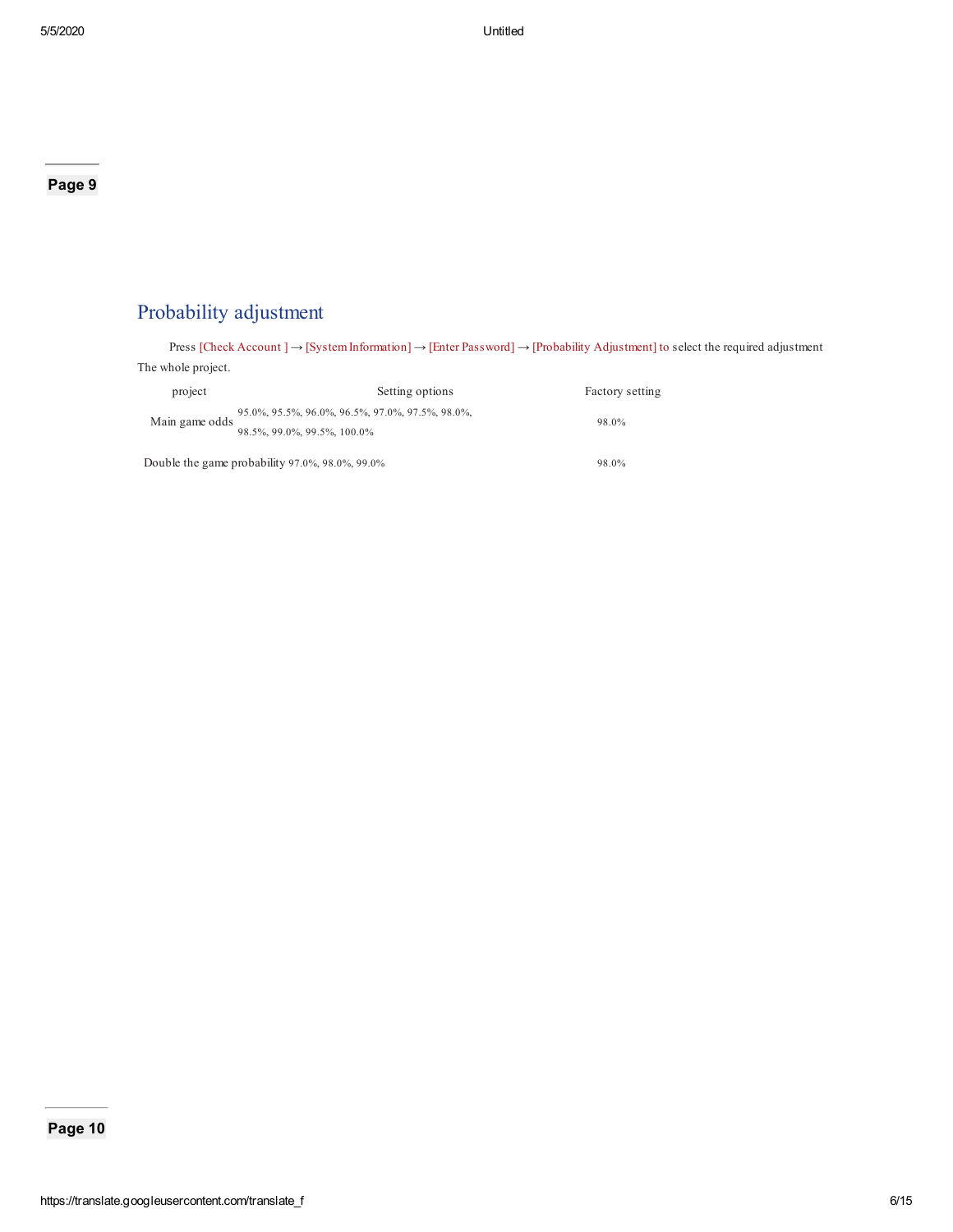**Page 9**

## Probability adjustment

Press [Check Account ] → [System Information] → [Enter Password] → [Probability Adjustment] to select the required adjustment The whole project.

| project | Setting options | Factory setting |
| --- | --- | --- |
| Main game odds | 95.0%, 95.5%, 96.0%, 96.5%, 97.0%, 97.5%, 98.0%, 98.5%, 99.0%, 99.5%, 100.0% | 98.0% |
| Double the game probability | 97.0%, 98.0%, 99.0% | 98.0% |

**Page 10**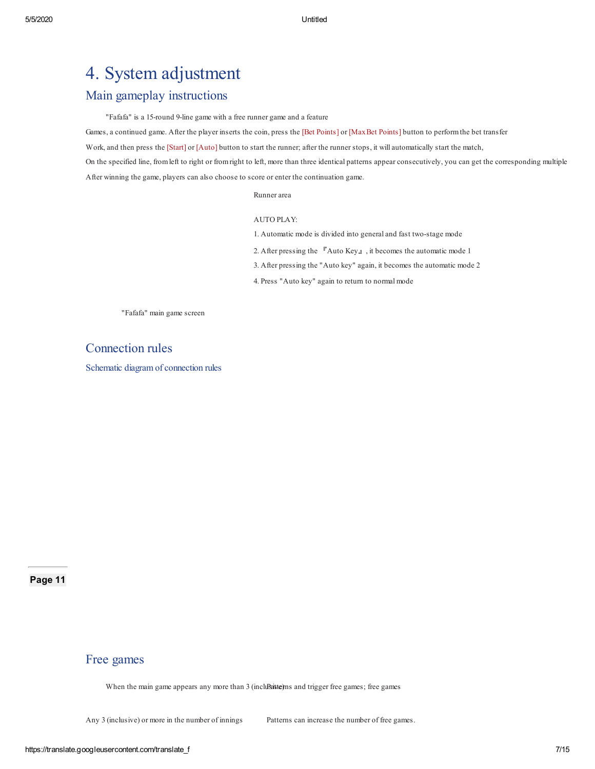// Header "5/5/2020 Untitled", footer URL, "7/15", and "Page 11" marker are running headers/footers, omitted. Overlapping text in the "Free games" line is transcribed as best read.

# 4. System adjustment

## Main gameplay instructions

"Fafafa" is a 15-round 9-line game with a free runner game and a feature

Games, a continued game. After the player inserts the coin, press the [Bet Points] or [Max Bet Points] button to perform the bet transfer

Work, and then press the [Start] or [Auto] button to start the runner; after the runner stops, it will automatically start the match,

On the specified line, from left to right or from right to left, more than three identical patterns appear consecutively, you can get the corresponding multiple

After winning the game, players can also choose to score or enter the continuation game.

Runner area

AUTO PLAY:

1. Automatic mode is divided into general and fast two-stage mode
2. After pressing the 『Auto Key』, it becomes the automatic mode 1
3. After pressing the "Auto key" again, it becomes the automatic mode 2
4. Press "Auto key" again to return to normal mode

"Fafafa" main game screen

## Connection rules

### Schematic diagram of connection rules

## Free games

When the main game appears any more than 3 (inclusive) Patterns and trigger free games; free games

Any 3 (inclusive) or more in the number of innings Patterns can increase the number of free games.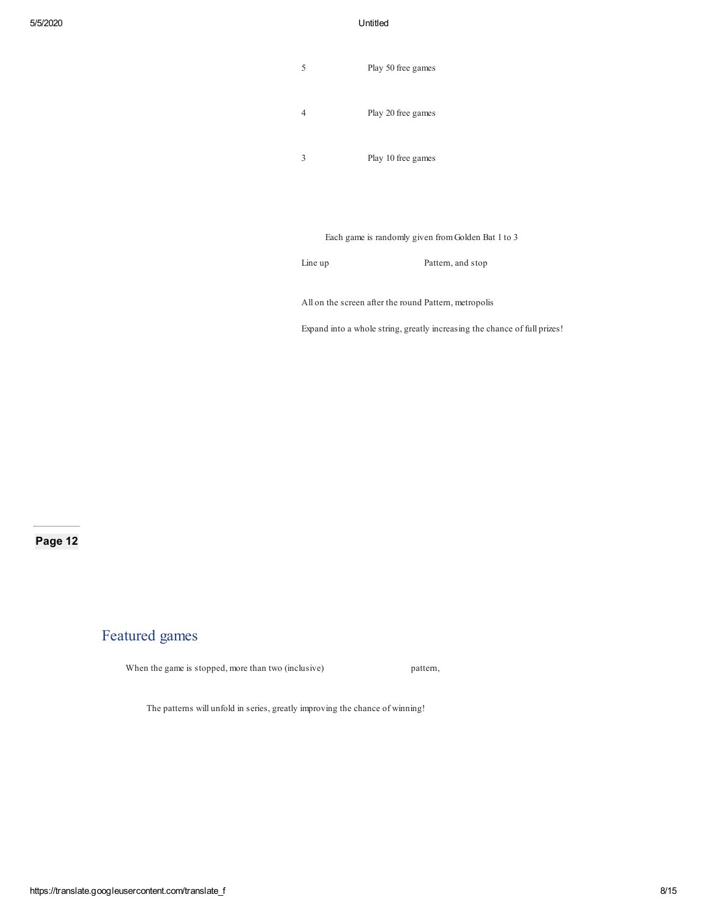| | |
|---|---|
| 5 | Play 50 free games |
| 4 | Play 20 free games |
| 3 | Play 10 free games |

Each game is randomly given from Golden Bat 1 to 3

Line up Pattern, and stop

All on the screen after the round Pattern, metropolis

Expand into a whole string, greatly increasing the chance of full prizes!

**Page 12**

## Featured games

When the game is stopped, more than two (inclusive) pattern,

The patterns will unfold in series, greatly improving the chance of winning!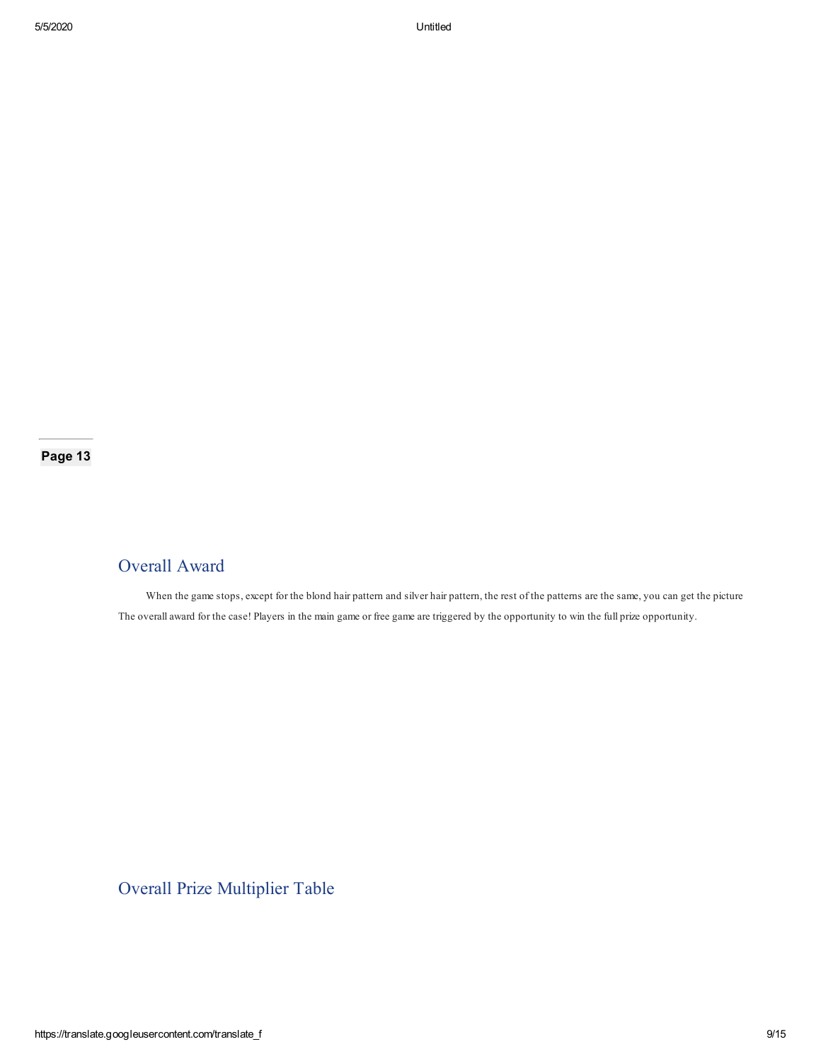**Page 13**

## Overall Award

When the game stops, except for the blond hair pattern and silver hair pattern, the rest of the patterns are the same, you can get the picture The overall award for the case! Players in the main game or free game are triggered by the opportunity to win the full prize opportunity.

## Overall Prize Multiplier Table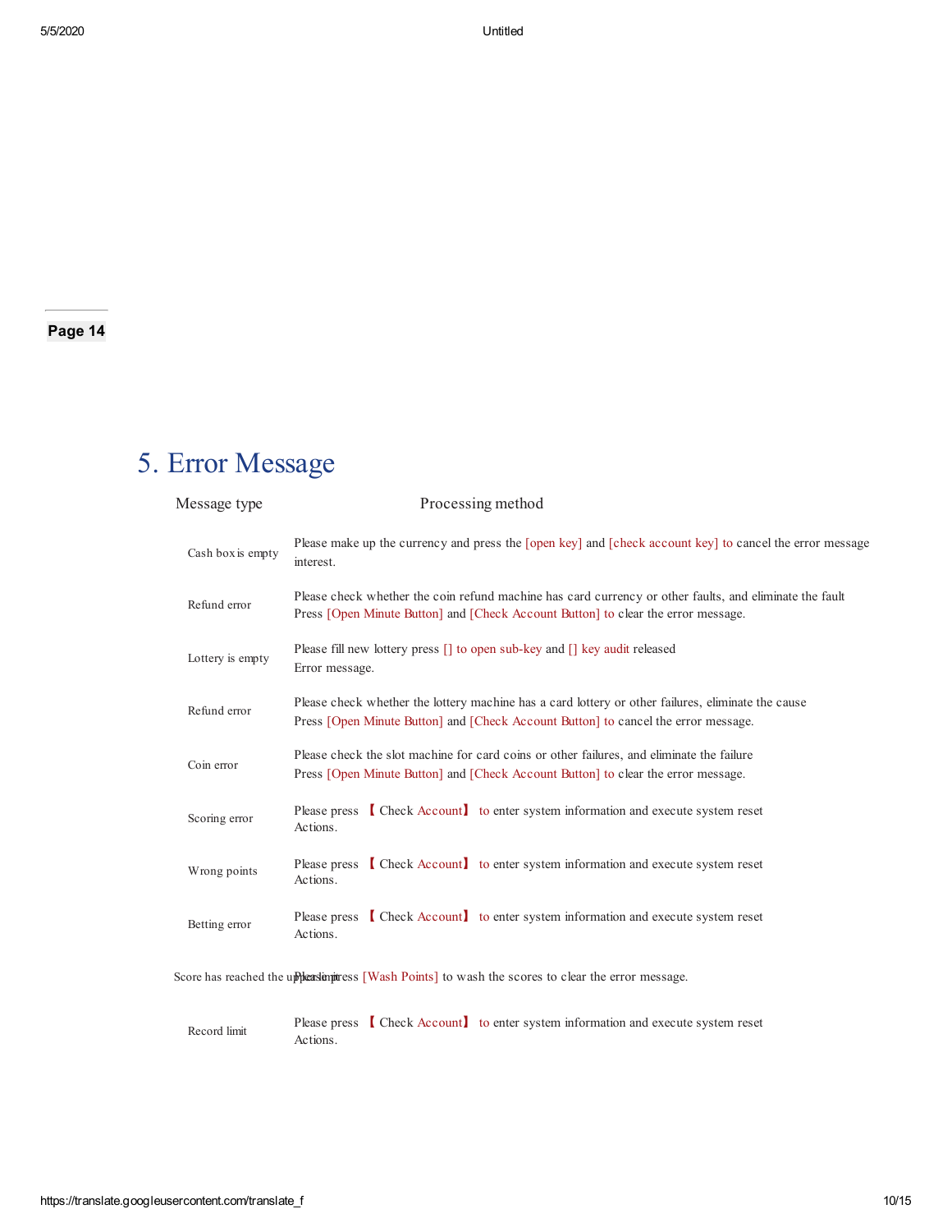**Page 14**

# 5. Error Message

| Message type | Processing method |
|---|---|
| Cash box is empty | Please make up the currency and press the [open key] and [check account key] to cancel the error message interest. |
| Refund error | Please check whether the coin refund machine has card currency or other faults, and eliminate the fault Press [Open Minute Button] and [Check Account Button] to clear the error message. |
| Lottery is empty | Please fill new lottery press [] to open sub-key and [] key audit released Error message. |
| Refund error | Please check whether the lottery machine has a card lottery or other failures, eliminate the cause Press [Open Minute Button] and [Check Account Button] to cancel the error message. |
| Coin error | Please check the slot machine for card coins or other failures, and eliminate the failure Press [Open Minute Button] and [Check Account Button] to clear the error message. |
| Scoring error | Please press 【Check Account】 to enter system information and execute system reset Actions. |
| Wrong points | Please press 【Check Account】 to enter system information and execute system reset Actions. |
| Betting error | Please press 【Check Account】 to enter system information and execute system reset Actions. |
| Score has reached the upper limit | Please press [Wash Points] to wash the scores to clear the error message. |
| Record limit | Please press 【Check Account】 to enter system information and execute system reset Actions. |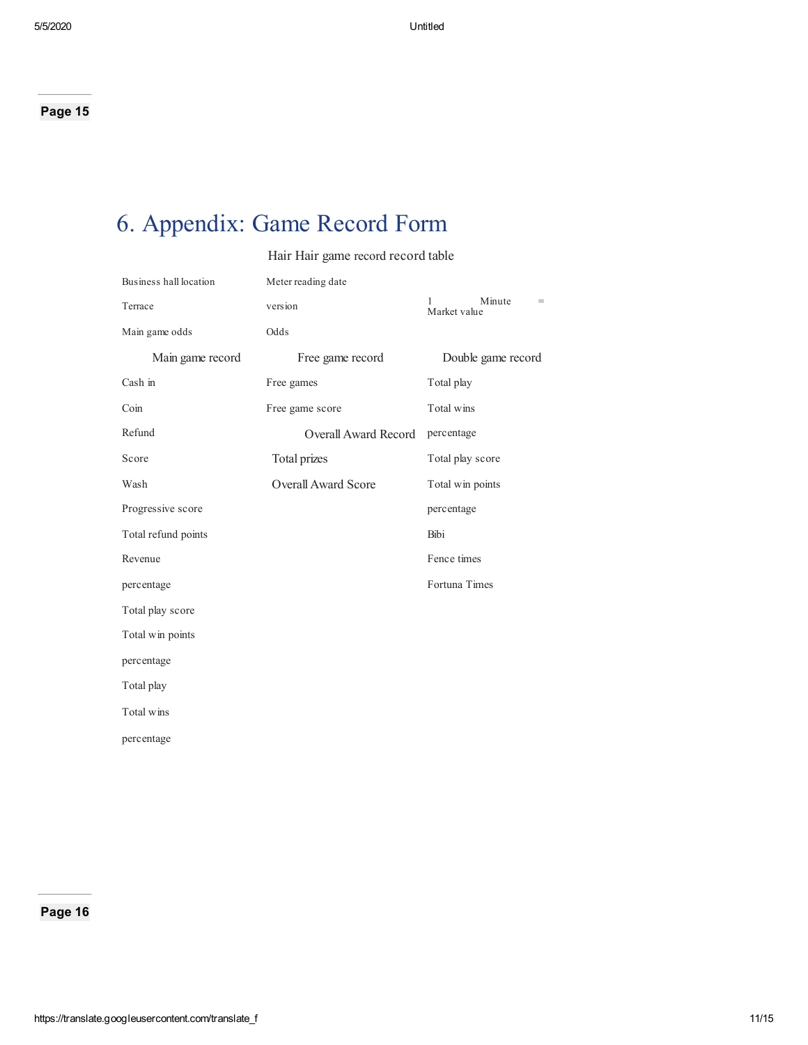# 6. Appendix: Game Record Form

Hair Hair game record record table

| Business hall location | Meter reading date | |
|---|---|---|
| Terrace | version | 1 Minute = Market value |
| Main game odds | Odds | |
| **Main game record** | **Free game record** | **Double game record** |
| Cash in | Free games | Total play |
| Coin | Free game score | Total wins |
| Refund | **Overall Award Record** | percentage |
| Score | Total prizes | Total play score |
| Wash | Overall Award Score | Total win points |
| Progressive score | | percentage |
| Total refund points | | Bibi |
| Revenue | | Fence times |
| percentage | | Fortuna Times |
| Total play score | | |
| Total win points | | |
| percentage | | |
| Total play | | |
| Total wins | | |
| percentage | | |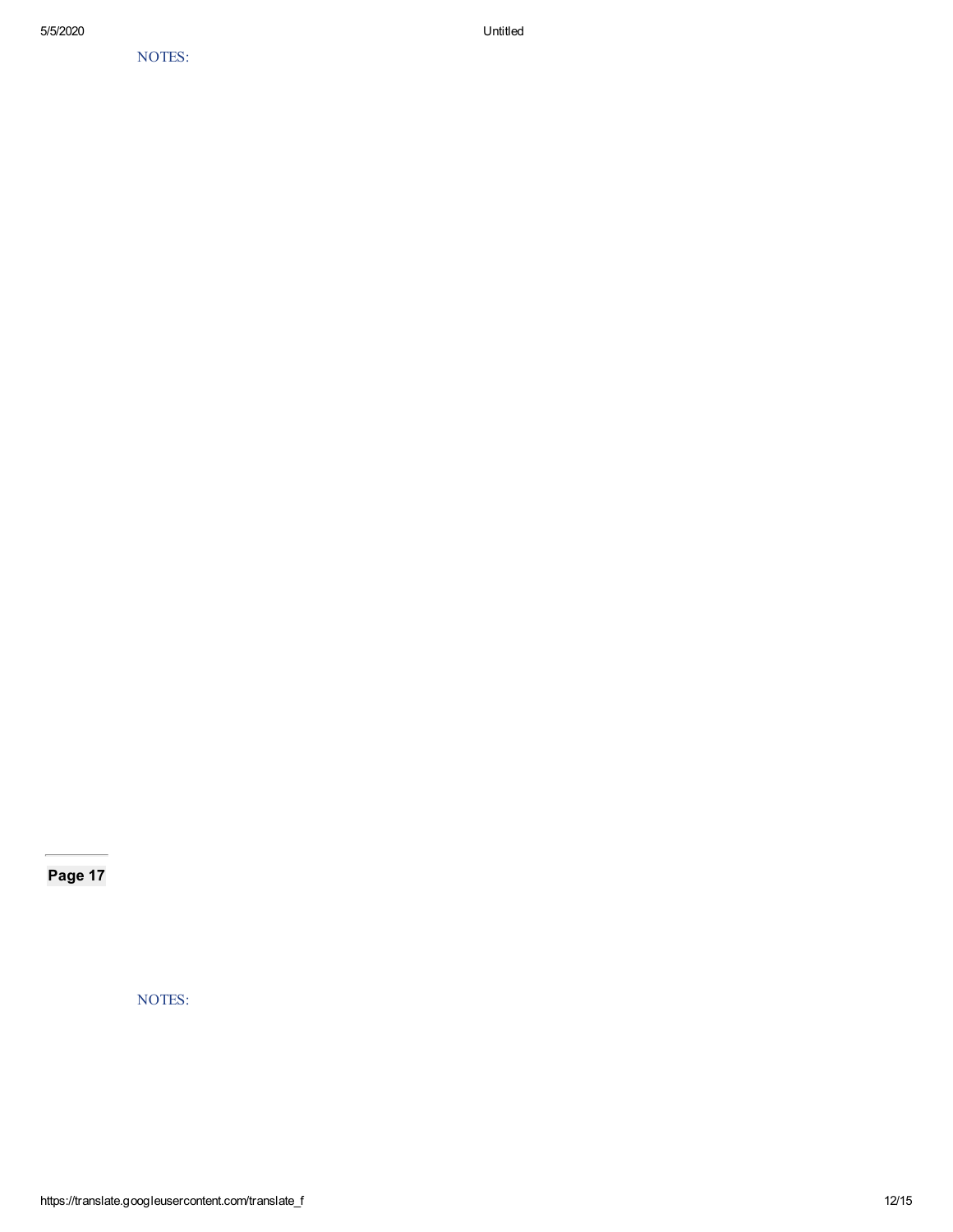NOTES:

**Page 17**

NOTES: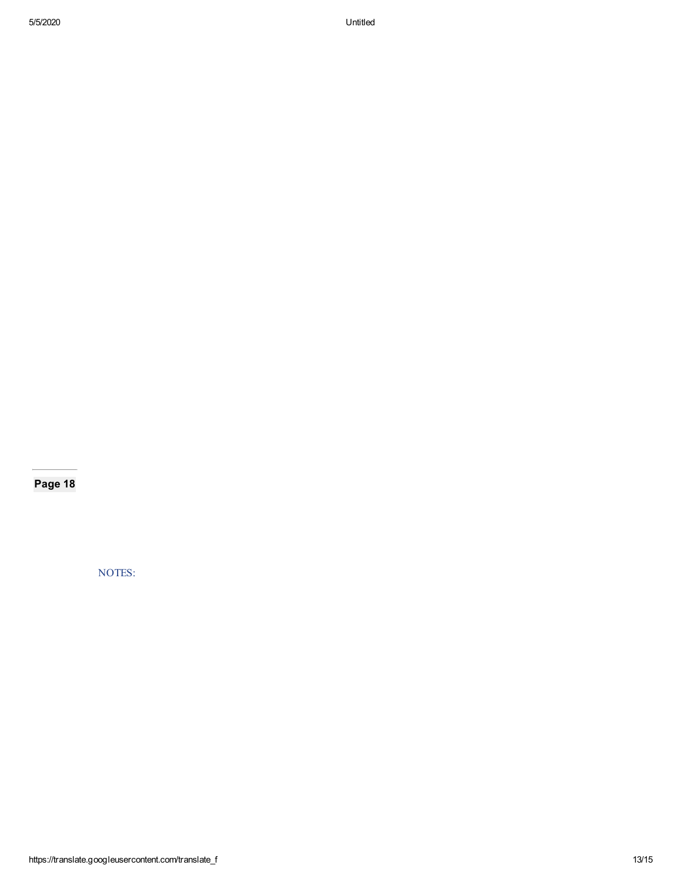**Page 18**

NOTES: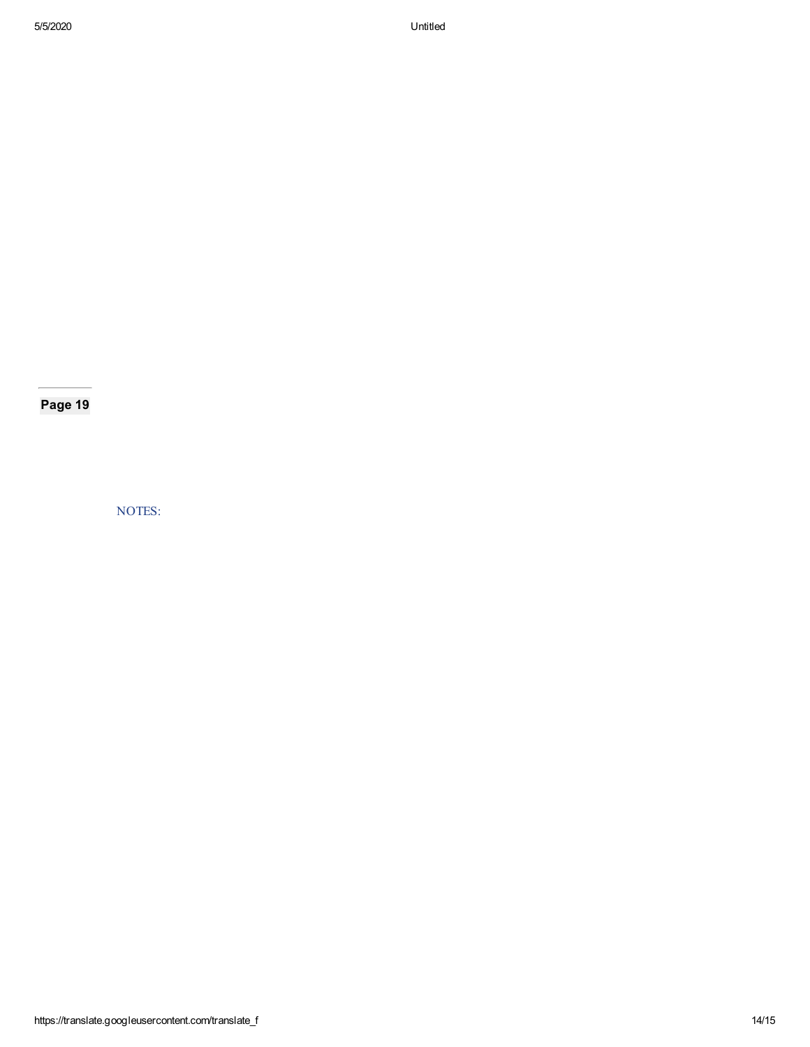Page 19

NOTES: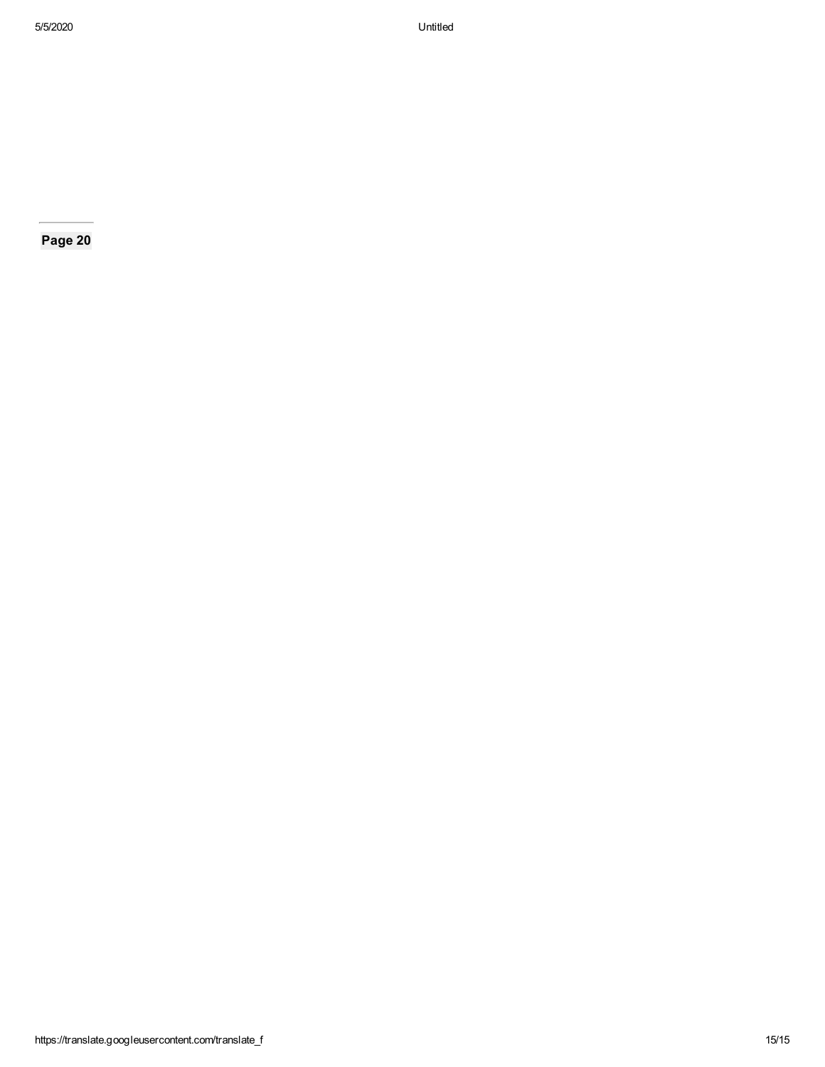Page 20